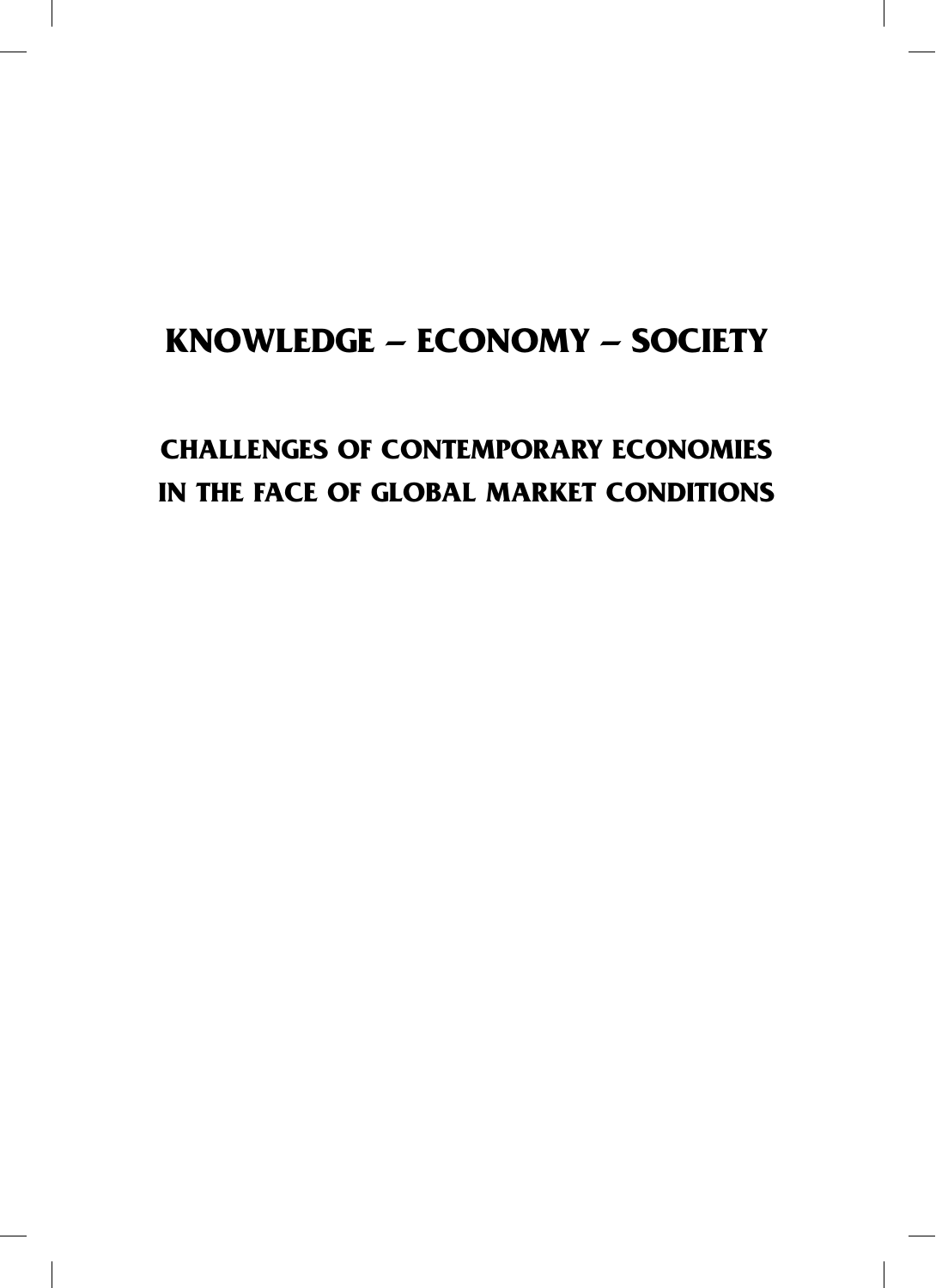# KNOWLEDGE – ECONOMY – SOCIETY

## CHALLENGES OF CONTEMPORARY ECONOMIES IN THE FACE OF GLOBAL MARKET CONDITIONS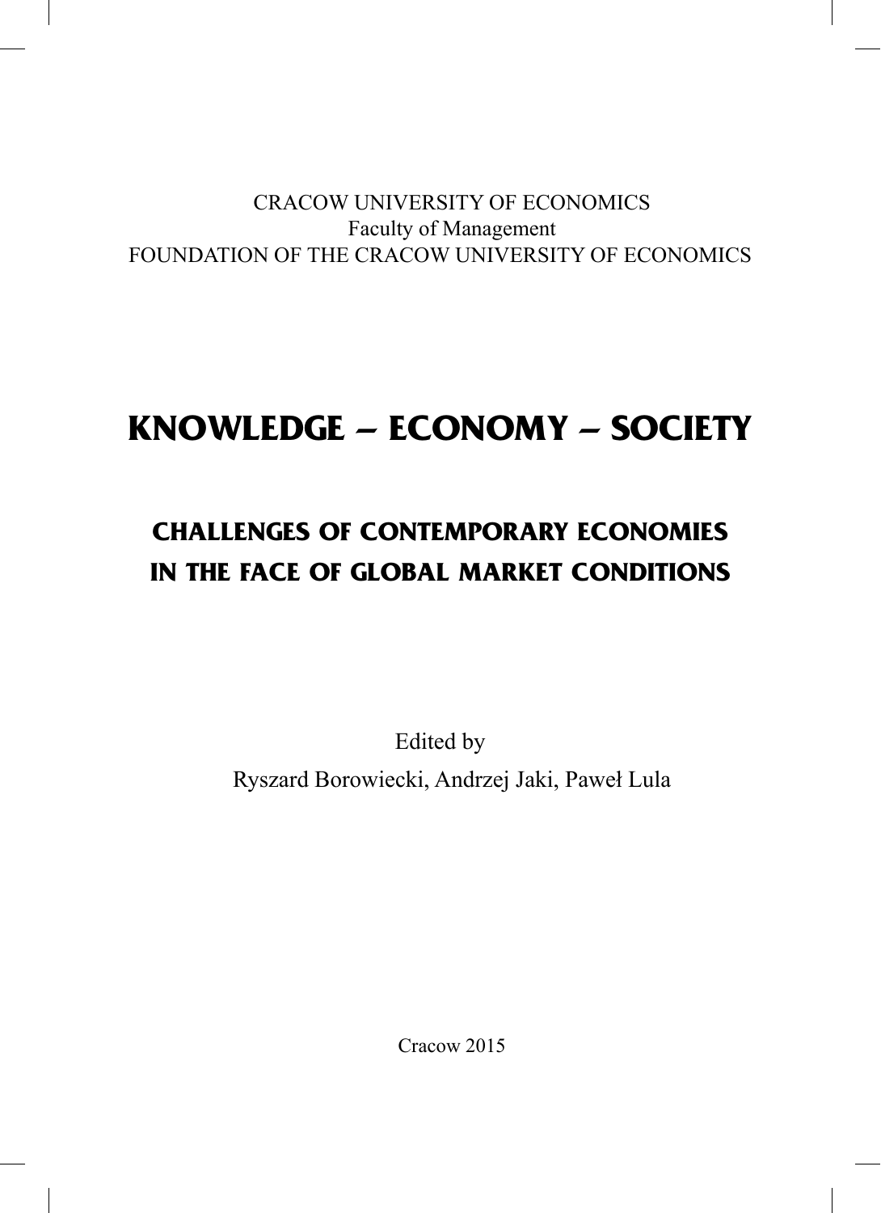CRACOW UNIVERSITY OF ECONOMICS
Faculty of Management
FOUNDATION OF THE CRACOW UNIVERSITY OF ECONOMICS

# KNOWLEDGE – ECONOMY – SOCIETY

## CHALLENGES OF CONTEMPORARY ECONOMIES IN THE FACE OF GLOBAL MARKET CONDITIONS

Edited by

Ryszard Borowiecki, Andrzej Jaki, Paweł Lula

Cracow 2015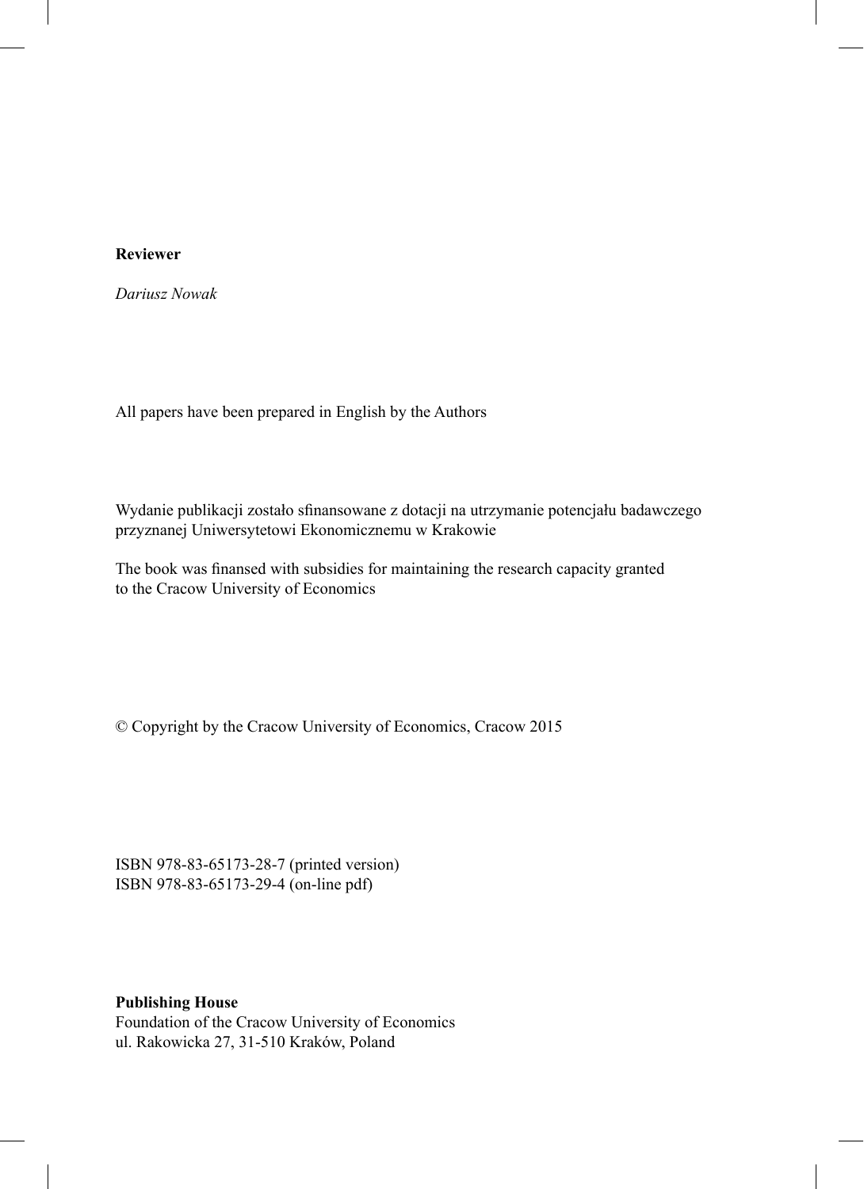**Reviewer**

*Dariusz Nowak*

All papers have been prepared in English by the Authors

Wydanie publikacji zostało sfinansowane z dotacji na utrzymanie potencjału badawczego przyznanej Uniwersytetowi Ekonomicznemu w Krakowie

The book was finansed with subsidies for maintaining the research capacity granted to the Cracow University of Economics

© Copyright by the Cracow University of Economics, Cracow 2015

ISBN 978-83-65173-28-7 (printed version)
ISBN 978-83-65173-29-4 (on-line pdf)

**Publishing House**
Foundation of the Cracow University of Economics
ul. Rakowicka 27, 31-510 Kraków, Poland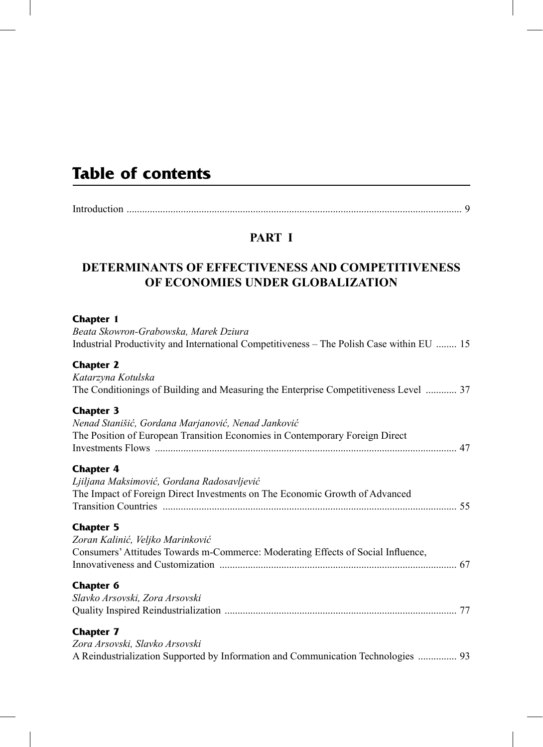# Table of contents

Introduction ........................................................................................................................ 9

## PART I

## DETERMINANTS OF EFFECTIVENESS AND COMPETITIVENESS OF ECONOMIES UNDER GLOBALIZATION

**Chapter 1**
*Beata Skowron-Grabowska, Marek Dziura*
Industrial Productivity and International Competitiveness – The Polish Case within EU ........ 15

**Chapter 2**
*Katarzyna Kotulska*
The Conditionings of Building and Measuring the Enterprise Competitiveness Level ............ 37

**Chapter 3**
*Nenad Stanišić, Gordana Marjanović, Nenad Janković*
The Position of European Transition Economies in Contemporary Foreign Direct Investments Flows .................................................................................................................. 47

**Chapter 4**
*Ljiljana Maksimović, Gordana Radosavljević*
The Impact of Foreign Direct Investments on The Economic Growth of Advanced Transition Countries ................................................................................................................ 55

**Chapter 5**
*Zoran Kalinić, Veljko Marinković*
Consumers' Attitudes Towards m-Commerce: Moderating Effects of Social Influence, Innovativeness and Customization ........................................................................................... 67

**Chapter 6**
*Slavko Arsovski, Zora Arsovski*
Quality Inspired Reindustrialization ......................................................................................... 77

**Chapter 7**
*Zora Arsovski, Slavko Arsovski*
A Reindustrialization Supported by Information and Communication Technologies ............... 93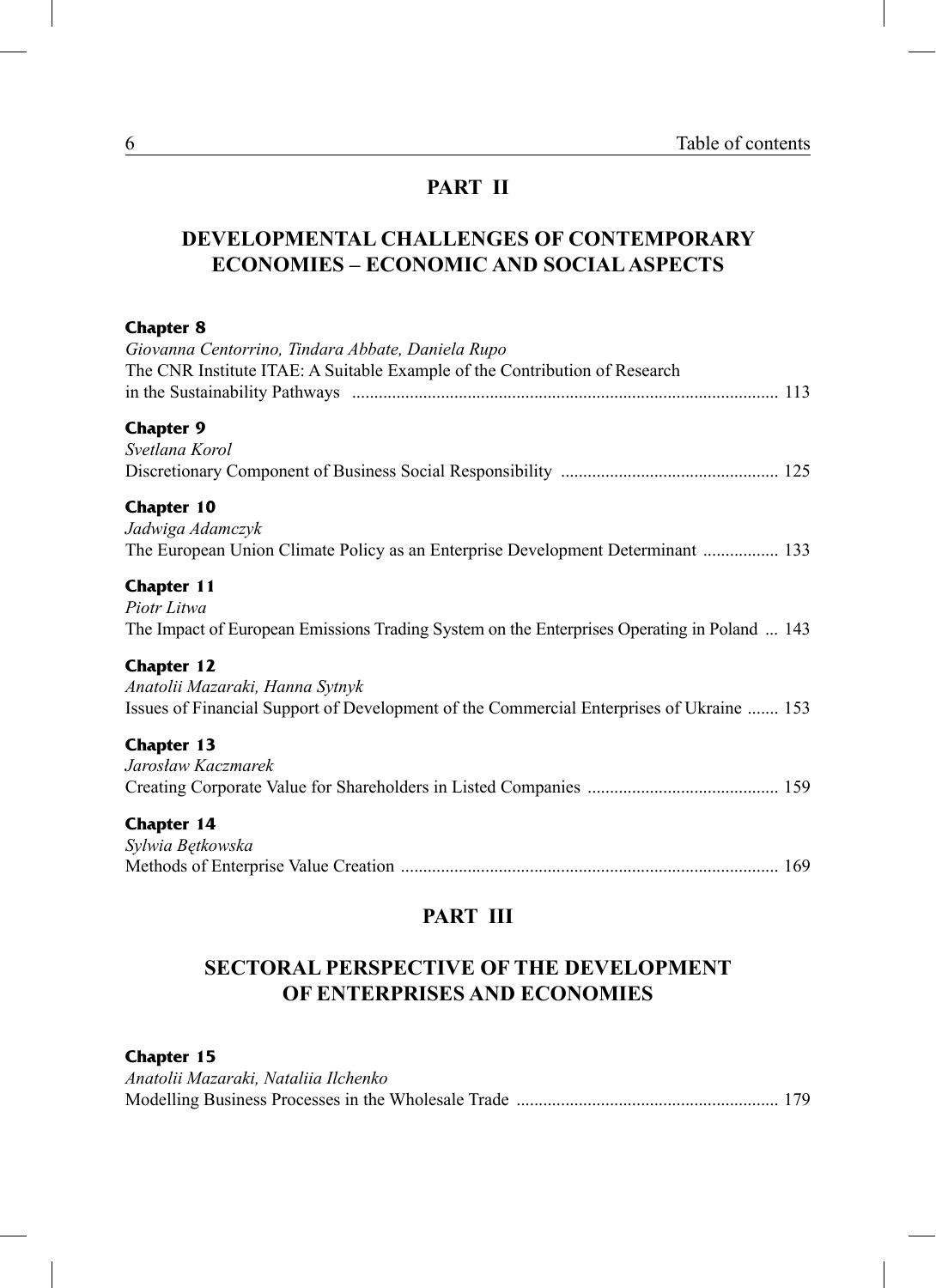## PART II

## DEVELOPMENTAL CHALLENGES OF CONTEMPORARY ECONOMIES – ECONOMIC AND SOCIAL ASPECTS

**Chapter 8**
*Giovanna Centorrino, Tindara Abbate, Daniela Rupo*
The CNR Institute ITAE: A Suitable Example of the Contribution of Research in the Sustainability Pathways ............................................................ 113

**Chapter 9**
*Svetlana Korol*
Discretionary Component of Business Social Responsibility ................................................ 125

**Chapter 10**
*Jadwiga Adamczyk*
The European Union Climate Policy as an Enterprise Development Determinant ................. 133

**Chapter 11**
*Piotr Litwa*
The Impact of European Emissions Trading System on the Enterprises Operating in Poland ... 143

**Chapter 12**
*Anatolii Mazaraki, Hanna Sytnyk*
Issues of Financial Support of Development of the Commercial Enterprises of Ukraine ....... 153

**Chapter 13**
*Jarosław Kaczmarek*
Creating Corporate Value for Shareholders in Listed Companies .......................................... 159

**Chapter 14**
*Sylwia Bętkowska*
Methods of Enterprise Value Creation .................................................................................... 169

## PART III

## SECTORAL PERSPECTIVE OF THE DEVELOPMENT OF ENTERPRISES AND ECONOMIES

**Chapter 15**
*Anatolii Mazaraki, Nataliia Ilchenko*
Modelling Business Processes in the Wholesale Trade .......................................................... 179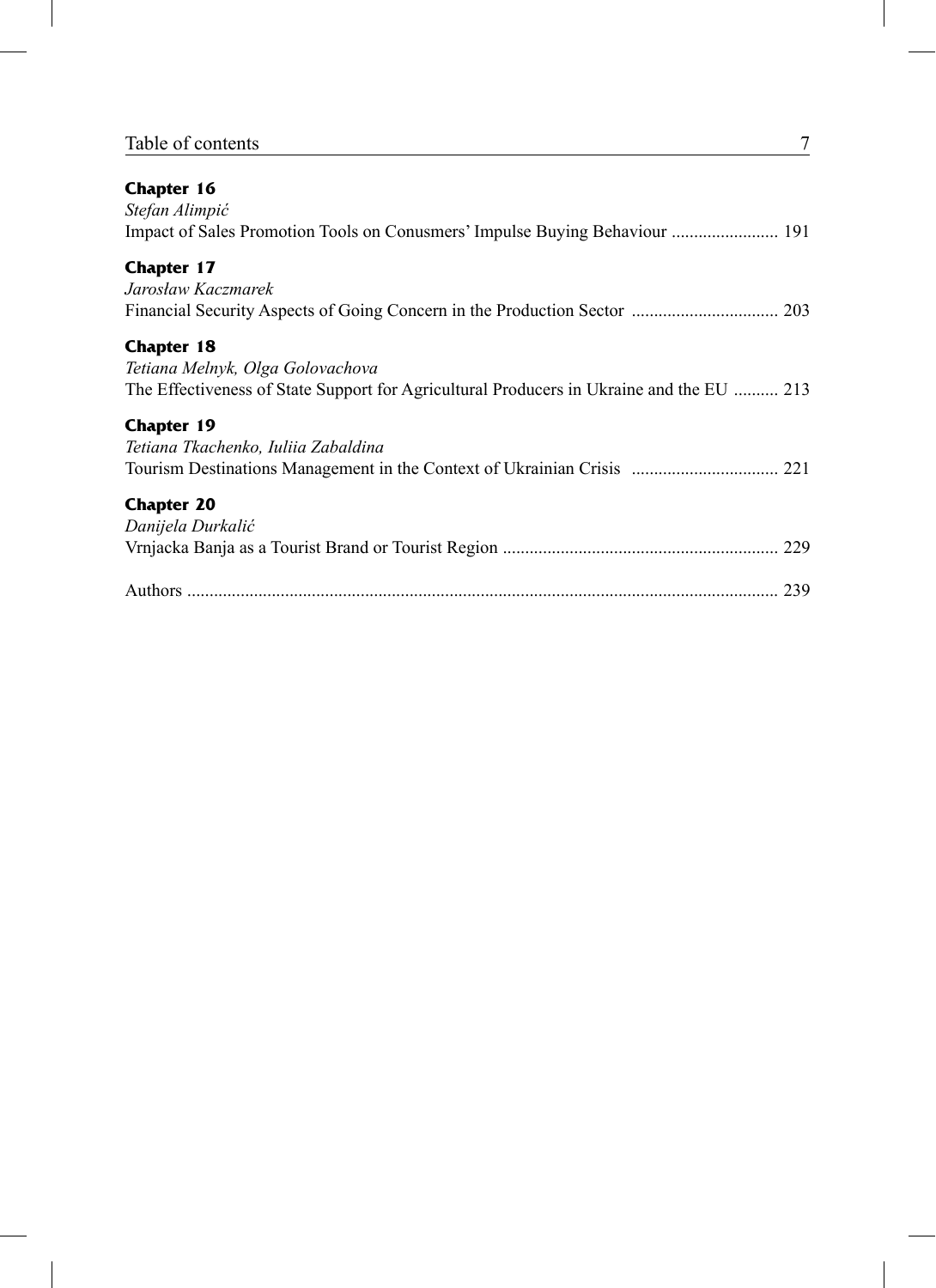**Chapter 16**

*Stefan Alimpić*

Impact of Sales Promotion Tools on Conusmers' Impulse Buying Behaviour ........................ 191

**Chapter 17**

*Jarosław Kaczmarek*

Financial Security Aspects of Going Concern in the Production Sector ................................ 203

**Chapter 18**

*Tetiana Melnyk, Olga Golovachova*

The Effectiveness of State Support for Agricultural Producers in Ukraine and the EU .......... 213

**Chapter 19**

*Tetiana Tkachenko, Iuliia Zabaldina*

Tourism Destinations Management in the Context of Ukrainian Crisis ................................ 221

**Chapter 20**

*Danijela Durkalić*

Vrnjacka Banja as a Tourist Brand or Tourist Region ............................................................. 229

Authors ................................................................................................................................... 239